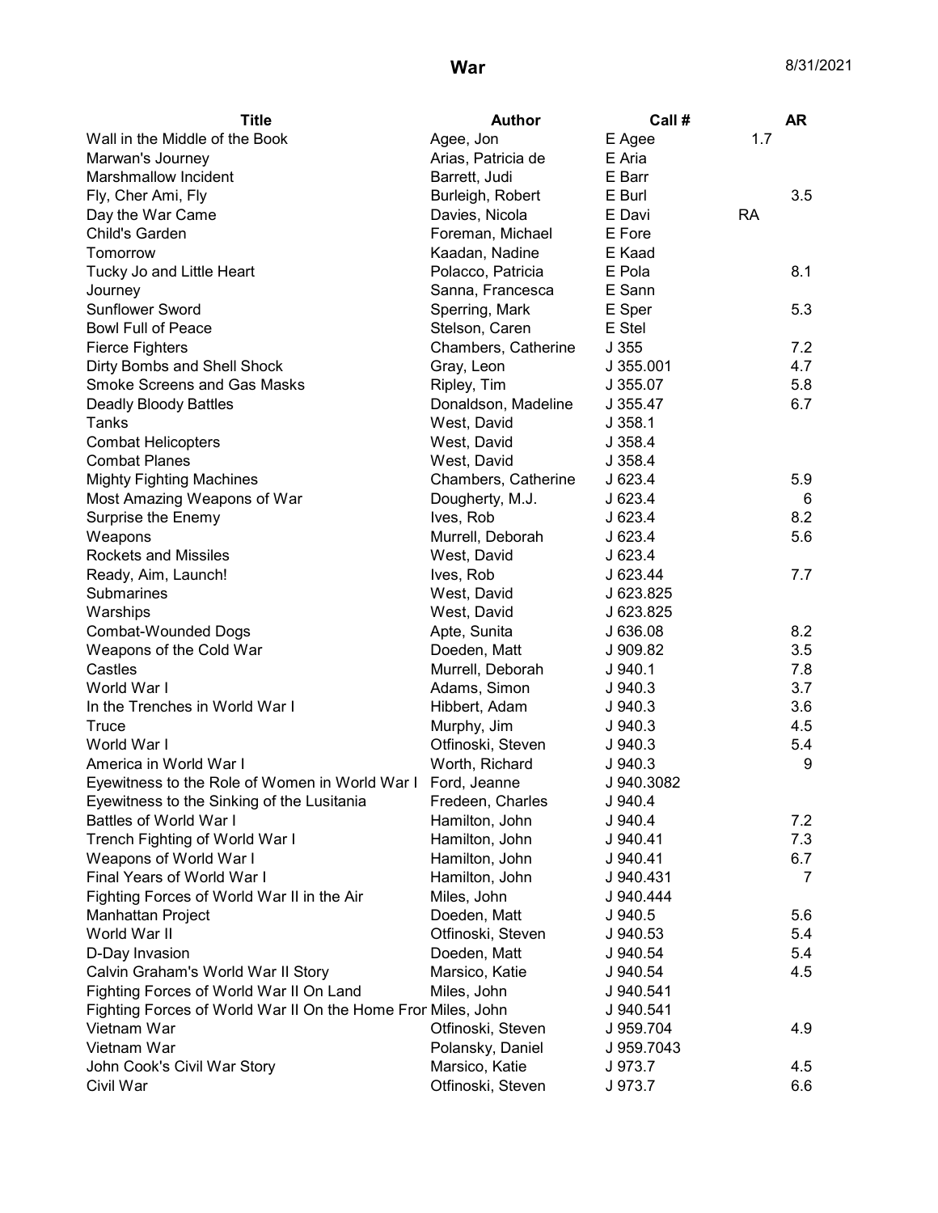# War

8/31/2021

| Title | Author | Call # | AR |
|---|---|---|---|
| Wall in the Middle of the Book | Agee, Jon | E Agee | 1.7 |
| Marwan's Journey | Arias, Patricia de | E Aria | |
| Marshmallow Incident | Barrett, Judi | E Barr | |
| Fly, Cher Ami, Fly | Burleigh, Robert | E Burl | 3.5 |
| Day the War Came | Davies, Nicola | E Davi | RA |
| Child's Garden | Foreman, Michael | E Fore | |
| Tomorrow | Kaadan, Nadine | E Kaad | |
| Tucky Jo and Little Heart | Polacco, Patricia | E Pola | 8.1 |
| Journey | Sanna, Francesca | E Sann | |
| Sunflower Sword | Sperring, Mark | E Sper | 5.3 |
| Bowl Full of Peace | Stelson, Caren | E Stel | |
| Fierce Fighters | Chambers, Catherine | J 355 | 7.2 |
| Dirty Bombs and Shell Shock | Gray, Leon | J 355.001 | 4.7 |
| Smoke Screens and Gas Masks | Ripley, Tim | J 355.07 | 5.8 |
| Deadly Bloody Battles | Donaldson, Madeline | J 355.47 | 6.7 |
| Tanks | West, David | J 358.1 | |
| Combat Helicopters | West, David | J 358.4 | |
| Combat Planes | West, David | J 358.4 | |
| Mighty Fighting Machines | Chambers, Catherine | J 623.4 | 5.9 |
| Most Amazing Weapons of War | Dougherty, M.J. | J 623.4 | 6 |
| Surprise the Enemy | Ives, Rob | J 623.4 | 8.2 |
| Weapons | Murrell, Deborah | J 623.4 | 5.6 |
| Rockets and Missiles | West, David | J 623.4 | |
| Ready, Aim, Launch! | Ives, Rob | J 623.44 | 7.7 |
| Submarines | West, David | J 623.825 | |
| Warships | West, David | J 623.825 | |
| Combat-Wounded Dogs | Apte, Sunita | J 636.08 | 8.2 |
| Weapons of the Cold War | Doeden, Matt | J 909.82 | 3.5 |
| Castles | Murrell, Deborah | J 940.1 | 7.8 |
| World War I | Adams, Simon | J 940.3 | 3.7 |
| In the Trenches in World War I | Hibbert, Adam | J 940.3 | 3.6 |
| Truce | Murphy, Jim | J 940.3 | 4.5 |
| World War I | Otfinoski, Steven | J 940.3 | 5.4 |
| America in World War I | Worth, Richard | J 940.3 | 9 |
| Eyewitness to the Role of Women in World War I | Ford, Jeanne | J 940.3082 | |
| Eyewitness to the Sinking of the Lusitania | Fredeen, Charles | J 940.4 | |
| Battles of World War I | Hamilton, John | J 940.4 | 7.2 |
| Trench Fighting of World War I | Hamilton, John | J 940.41 | 7.3 |
| Weapons of World War I | Hamilton, John | J 940.41 | 6.7 |
| Final Years of World War I | Hamilton, John | J 940.431 | 7 |
| Fighting Forces of World War II in the Air | Miles, John | J 940.444 | |
| Manhattan Project | Doeden, Matt | J 940.5 | 5.6 |
| World War II | Otfinoski, Steven | J 940.53 | 5.4 |
| D-Day Invasion | Doeden, Matt | J 940.54 | 5.4 |
| Calvin Graham's World War II Story | Marsico, Katie | J 940.54 | 4.5 |
| Fighting Forces of World War II On Land | Miles, John | J 940.541 | |
| Fighting Forces of World War II On the Home Fror | Miles, John | J 940.541 | |
| Vietnam War | Otfinoski, Steven | J 959.704 | 4.9 |
| Vietnam War | Polansky, Daniel | J 959.7043 | |
| John Cook's Civil War Story | Marsico, Katie | J 973.7 | 4.5 |
| Civil War | Otfinoski, Steven | J 973.7 | 6.6 |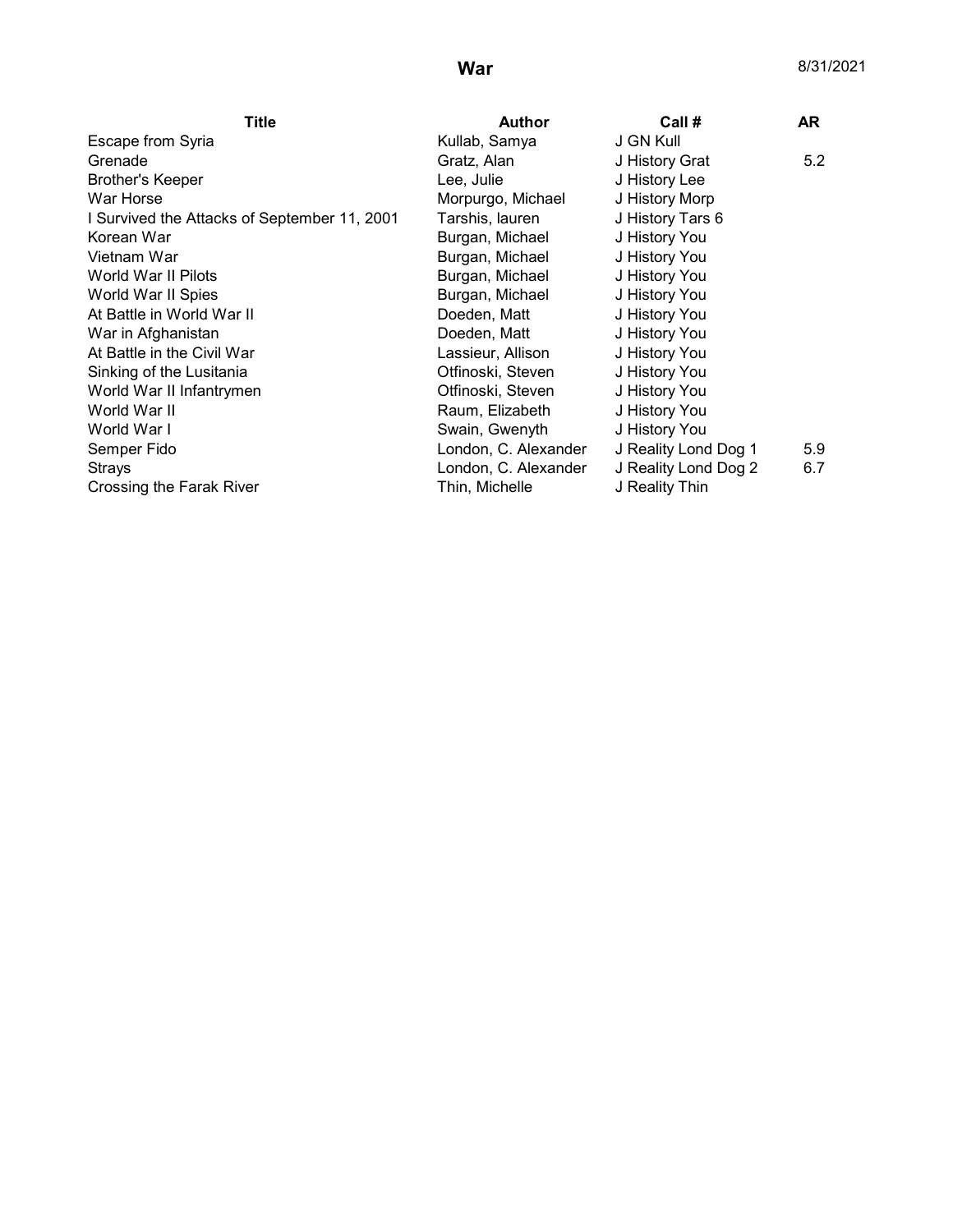# War

8/31/2021

| Title | Author | Call # | AR |
|---|---|---|---|
| Escape from Syria | Kullab, Samya | J GN Kull | |
| Grenade | Gratz, Alan | J History Grat | 5.2 |
| Brother's Keeper | Lee, Julie | J History Lee | |
| War Horse | Morpurgo, Michael | J History Morp | |
| I Survived the Attacks of September 11, 2001 | Tarshis, lauren | J History Tars 6 | |
| Korean War | Burgan, Michael | J History You | |
| Vietnam War | Burgan, Michael | J History You | |
| World War II Pilots | Burgan, Michael | J History You | |
| World War II Spies | Burgan, Michael | J History You | |
| At Battle in World War II | Doeden, Matt | J History You | |
| War in Afghanistan | Doeden, Matt | J History You | |
| At Battle in the Civil War | Lassieur, Allison | J History You | |
| Sinking of the Lusitania | Otfinoski, Steven | J History You | |
| World War II Infantrymen | Otfinoski, Steven | J History You | |
| World War II | Raum, Elizabeth | J History You | |
| World War I | Swain, Gwenyth | J History You | |
| Semper Fido | London, C. Alexander | J Reality Lond Dog 1 | 5.9 |
| Strays | London, C. Alexander | J Reality Lond Dog 2 | 6.7 |
| Crossing the Farak River | Thin, Michelle | J Reality Thin | |